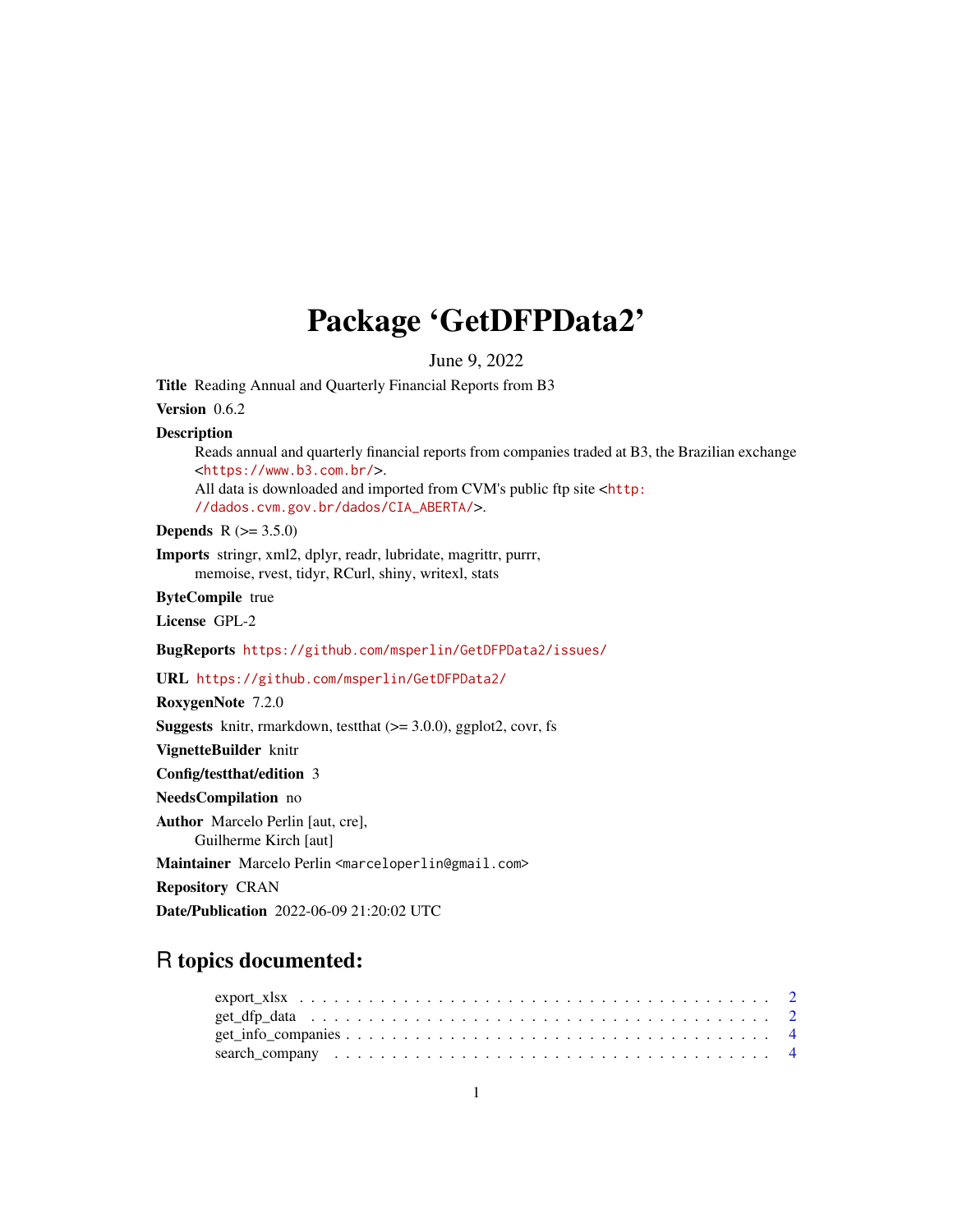# Package 'GetDFPData2'

June 9, 2022

**Title** Reading Annual and Quarterly Financial Reports from B3

**Version** 0.6.2

**Description**
Reads annual and quarterly financial reports from companies traded at B3, the Brazilian exchange <https://www.b3.com.br/>.
All data is downloaded and imported from CVM's public ftp site <http://dados.cvm.gov.br/dados/CIA_ABERTA/>.

**Depends** R (>= 3.5.0)

**Imports** stringr, xml2, dplyr, readr, lubridate, magrittr, purrr, memoise, rvest, tidyr, RCurl, shiny, writexl, stats

**ByteCompile** true

**License** GPL-2

**BugReports** https://github.com/msperlin/GetDFPData2/issues/

**URL** https://github.com/msperlin/GetDFPData2/

**RoxygenNote** 7.2.0

**Suggests** knitr, rmarkdown, testthat (>= 3.0.0), ggplot2, covr, fs

**VignetteBuilder** knitr

**Config/testthat/edition** 3

**NeedsCompilation** no

**Author** Marcelo Perlin [aut, cre],
Guilherme Kirch [aut]

**Maintainer** Marcelo Perlin <marceloperlin@gmail.com>

**Repository** CRAN

**Date/Publication** 2022-06-09 21:20:02 UTC

## R topics documented:

- export_xlsx . . . . . . . . . . . . . . . . . . . . . . . . . . . . . . . . . . . . . . . . 2
- get_dfp_data . . . . . . . . . . . . . . . . . . . . . . . . . . . . . . . . . . . . . . . 2
- get_info_companies . . . . . . . . . . . . . . . . . . . . . . . . . . . . . . . . . . . 4
- search_company . . . . . . . . . . . . . . . . . . . . . . . . . . . . . . . . . . . . . 4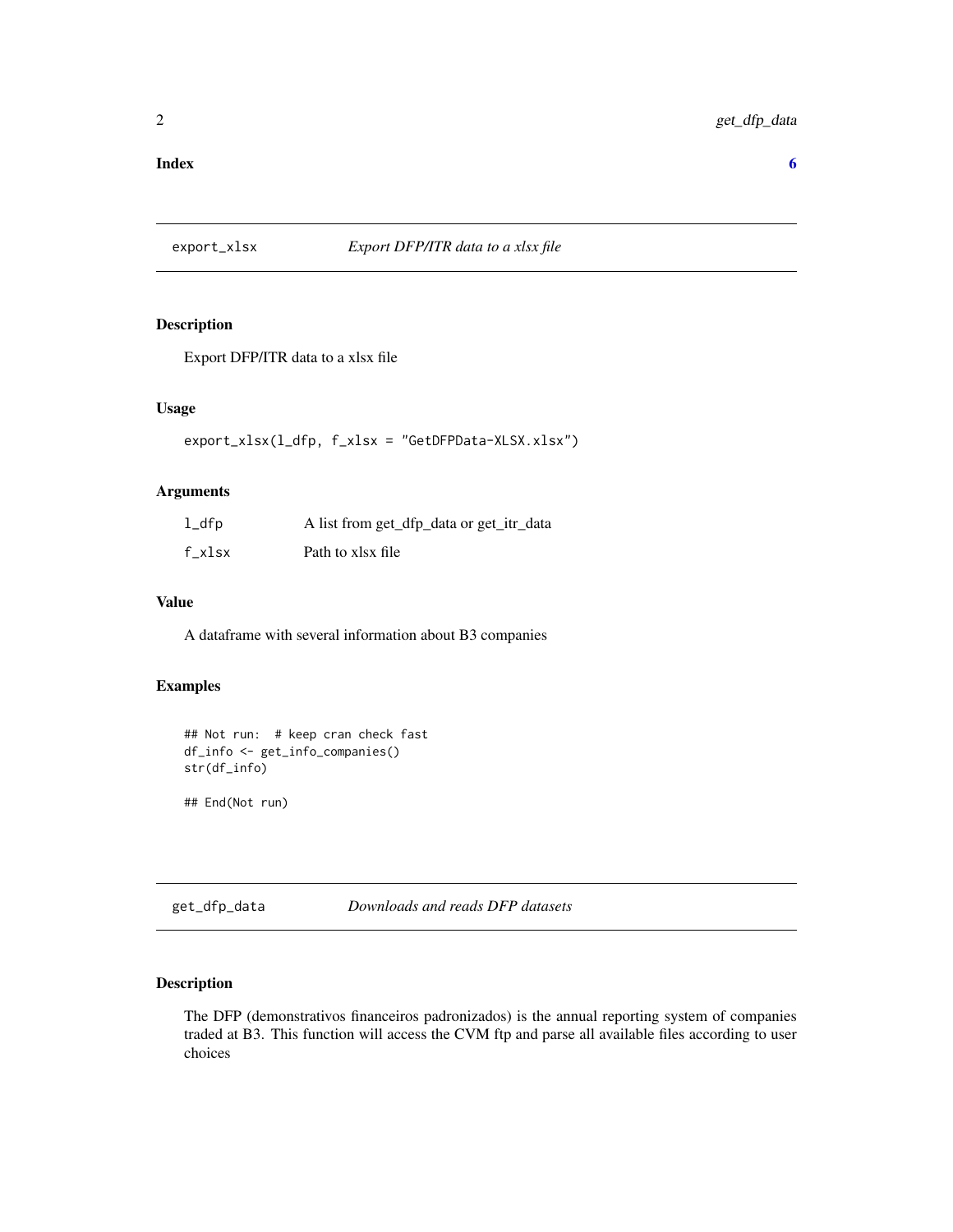**Index** **6**

## export_xlsx *Export DFP/ITR data to a xlsx file*

### Description

Export DFP/ITR data to a xlsx file

### Usage

```
export_xlsx(l_dfp, f_xlsx = "GetDFPData-XLSX.xlsx")
```

### Arguments

| | |
|---|---|
| `l_dfp` | A list from get_dfp_data or get_itr_data |
| `f_xlsx` | Path to xlsx file |

### Value

A dataframe with several information about B3 companies

### Examples

```
## Not run:  # keep cran check fast
df_info <- get_info_companies()
str(df_info)

## End(Not run)
```

## get_dfp_data *Downloads and reads DFP datasets*

### Description

The DFP (demonstrativos financeiros padronizados) is the annual reporting system of companies traded at B3. This function will access the CVM ftp and parse all available files according to user choices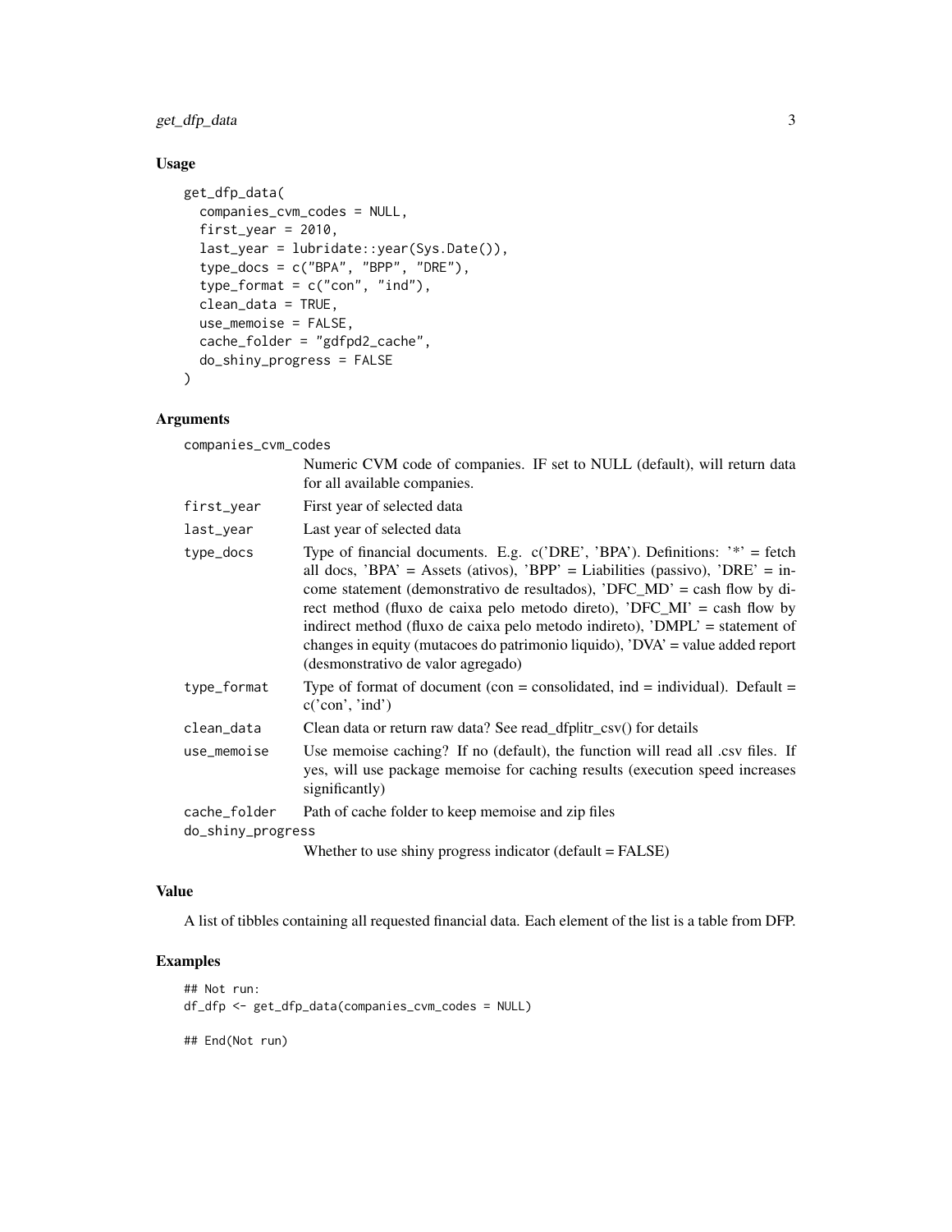## Usage

```
get_dfp_data(
  companies_cvm_codes = NULL,
  first_year = 2010,
  last_year = lubridate::year(Sys.Date()),
  type_docs = c("BPA", "BPP", "DRE"),
  type_format = c("con", "ind"),
  clean_data = TRUE,
  use_memoise = FALSE,
  cache_folder = "gdfpd2_cache",
  do_shiny_progress = FALSE
)
```

## Arguments

| | |
|---|---|
| `companies_cvm_codes` | Numeric CVM code of companies. IF set to NULL (default), will return data for all available companies. |
| `first_year` | First year of selected data |
| `last_year` | Last year of selected data |
| `type_docs` | Type of financial documents. E.g. c('DRE', 'BPA'). Definitions: '*' = fetch all docs, 'BPA' = Assets (ativos), 'BPP' = Liabilities (passivo), 'DRE' = income statement (demonstrativo de resultados), 'DFC_MD' = cash flow by direct method (fluxo de caixa pelo metodo direto), 'DFC_MI' = cash flow by indirect method (fluxo de caixa pelo metodo indireto), 'DMPL' = statement of changes in equity (mutacoes do patrimonio liquido), 'DVA' = value added report (desmonstrativo de valor agregado) |
| `type_format` | Type of format of document (con = consolidated, ind = individual). Default = c('con', 'ind') |
| `clean_data` | Clean data or return raw data? See read_dfp\|itr_csv() for details |
| `use_memoise` | Use memoise caching? If no (default), the function will read all .csv files. If yes, will use package memoise for caching results (execution speed increases significantly) |
| `cache_folder` | Path of cache folder to keep memoise and zip files |
| `do_shiny_progress` | Whether to use shiny progress indicator (default = FALSE) |

## Value

A list of tibbles containing all requested financial data. Each element of the list is a table from DFP.

## Examples

```
## Not run:
df_dfp <- get_dfp_data(companies_cvm_codes = NULL)

## End(Not run)
```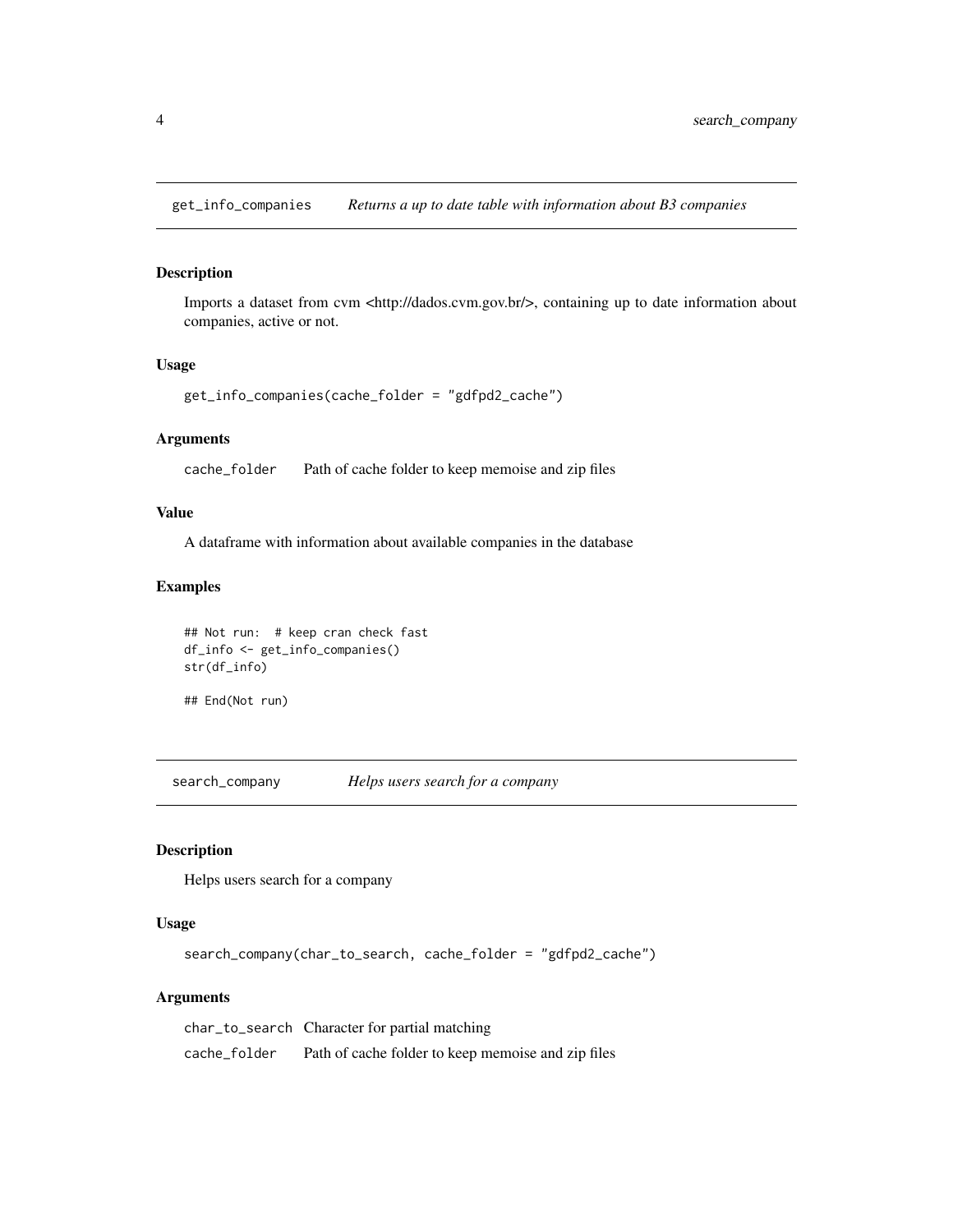## get_info_companies *Returns a up to date table with information about B3 companies*

### Description

Imports a dataset from cvm <http://dados.cvm.gov.br/>, containing up to date information about companies, active or not.

### Usage

```
get_info_companies(cache_folder = "gdfpd2_cache")
```

### Arguments

| | |
|---|---|
| cache_folder | Path of cache folder to keep memoise and zip files |

### Value

A dataframe with information about available companies in the database

### Examples

```
## Not run:  # keep cran check fast
df_info <- get_info_companies()
str(df_info)

## End(Not run)
```

## search_company *Helps users search for a company*

### Description

Helps users search for a company

### Usage

```
search_company(char_to_search, cache_folder = "gdfpd2_cache")
```

### Arguments

| | |
|---|---|
| char_to_search | Character for partial matching |
| cache_folder | Path of cache folder to keep memoise and zip files |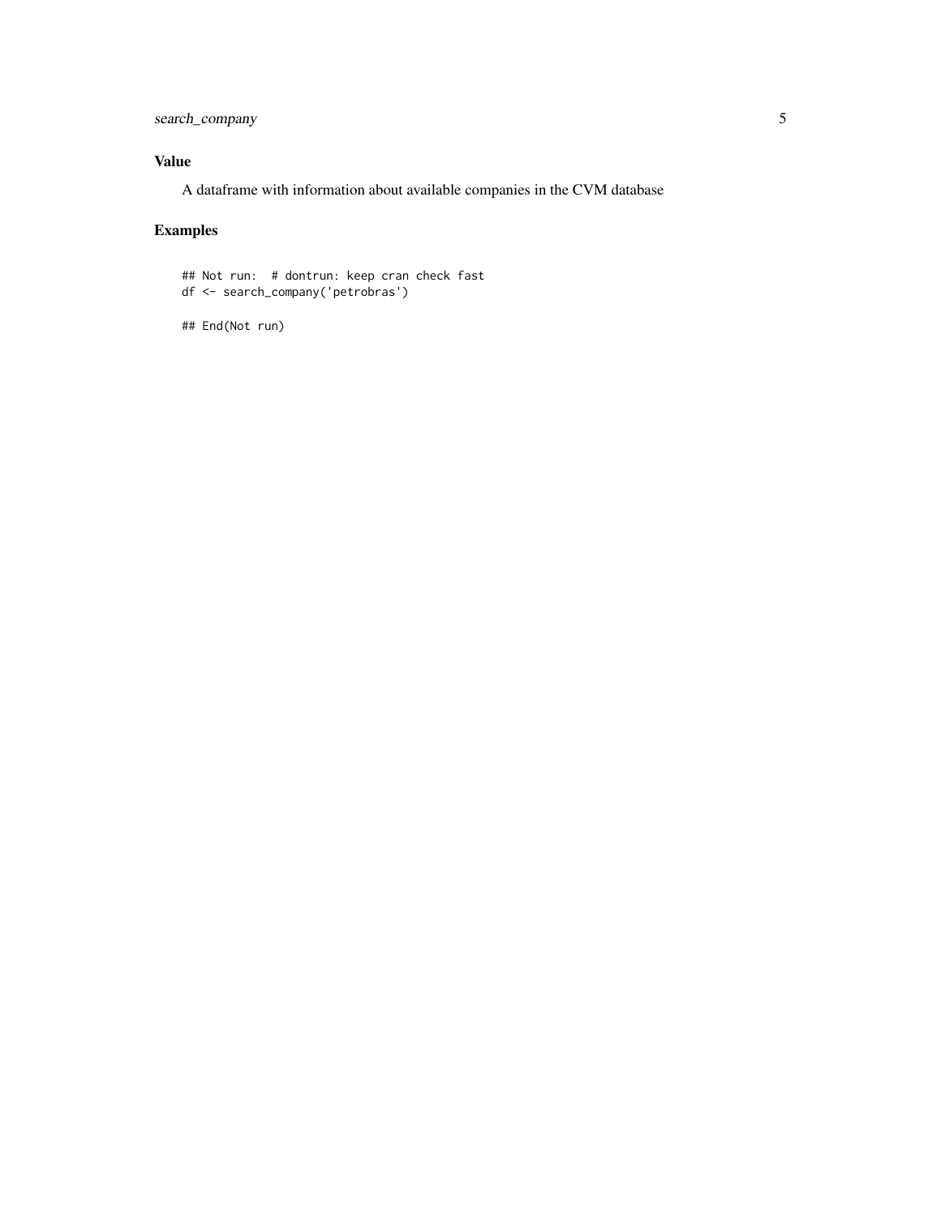## Value

A dataframe with information about available companies in the CVM database

## Examples

```
## Not run:  # dontrun: keep cran check fast
df <- search_company('petrobras')

## End(Not run)
```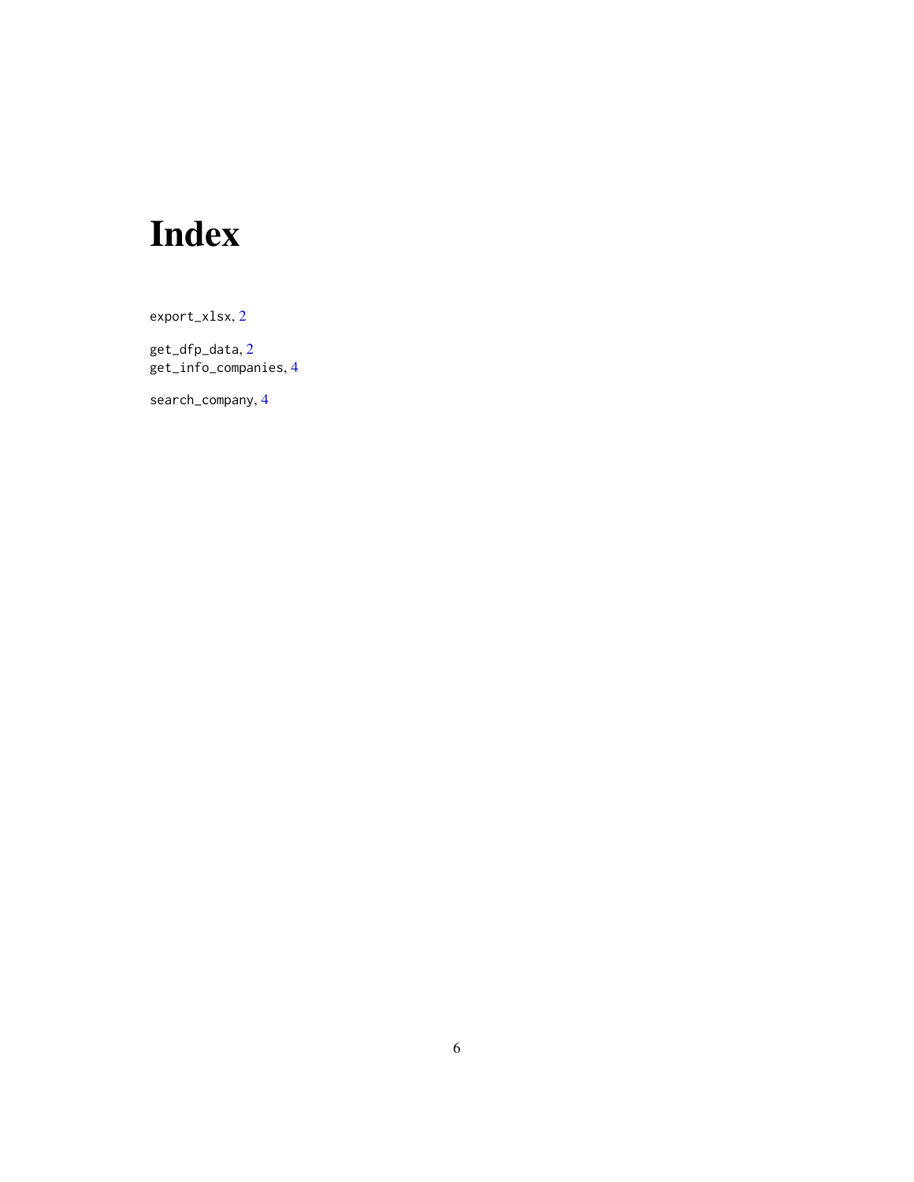# Index

export_xlsx, 2

get_dfp_data, 2
get_info_companies, 4

search_company, 4